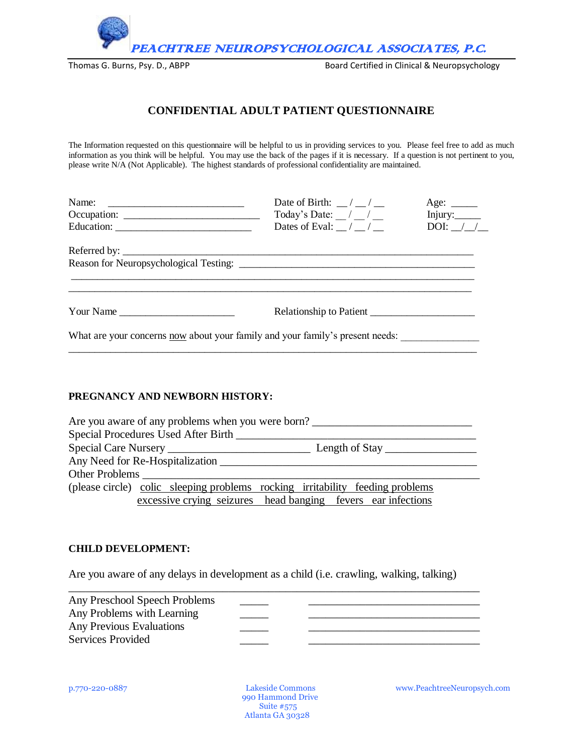PEACHTREE NEUROPSYCHOLOGICAL ASSOCIATES, P.C.

Thomas G. Burns, Psy. D., ABPP | Board Certified in Clinical & Neuropsychology

# CONFIDENTIAL ADULT PATIENT QUESTIONNAIRE

The Information requested on this questionnaire will be helpful to us in providing services to you. Please feel free to add as much information as you think will be helpful. You may use the back of the pages if it is necessary. If a question is not pertinent to you, please write N/A (Not Applicable). The highest standards of professional confidentiality are maintained.

Name: ___________________________ Date of Birth: __ / __ / __ Age: _____

Occupation: ___________________________ Today's Date: __ / __ / __ Injury:_____

Education: ___________________________ Dates of Eval: __ / __ / __ DOI: __/__/__

Referred by: ___________________________________________________________________________

Reason for Neuropsychological Testing: _____________________________________________

___________________________________________________________________________

___________________________________________________________________________

Your Name ______________________ Relationship to Patient ____________________

What are your concerns now about your family and your family's present needs: _______________

___________________________________________________________________________

## PREGNANCY AND NEWBORN HISTORY:

Are you aware of any problems when you were born? _____________________________

Special Procedures Used After Birth __________________________________________

Special Care Nursery _________________________ Length of Stay ________________

Any Need for Re-Hospitalization _____________________________________________

Other Problems ________________________________________________________

(please circle) colic sleeping problems rocking irritability feeding problems
excessive crying seizures head banging fevers ear infections

## CHILD DEVELOPMENT:

Are you aware of any delays in development as a child (i.e. crawling, walking, talking)

___________________________________________________________________________

Any Preschool Speech Problems _____ _________________________________

Any Problems with Learning _____ _________________________________

Any Previous Evaluations _____ _________________________________

Services Provided _____ _________________________________

p.770-220-0887 | Lakeside Commons, 990 Hammond Drive, Suite #575, Atlanta GA 30328 | www.PeachtreeNeuropsych.com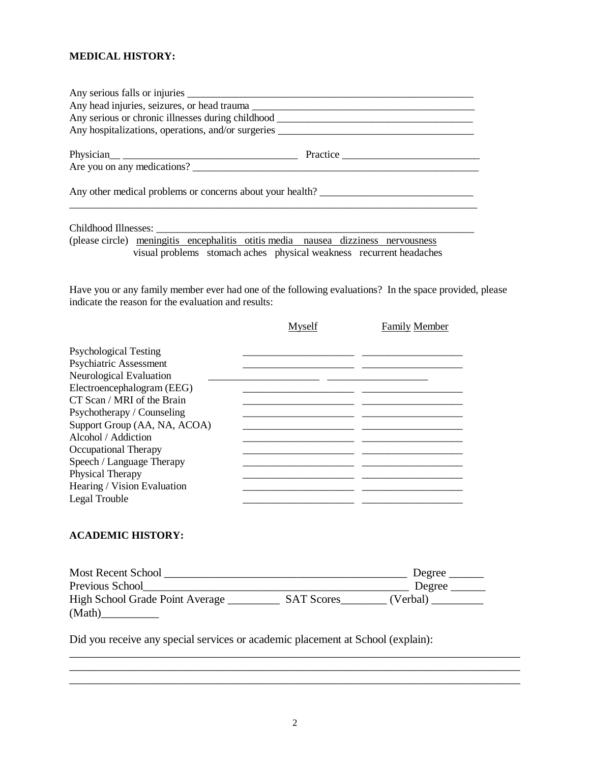**MEDICAL HISTORY:**

Any serious falls or injuries ________________________________________________________

Any head injuries, seizures, or head trauma ___________________________________________

Any serious or chronic illnesses during childhood _____________________________________

Any hospitalizations, operations, and/or surgeries _____________________________________

Physician__ _________________________________ Practice __________________________

Are you on any medications? ______________________________________________________

Any other medical problems or concerns about your health? _____________________________

_______________________________________________________________________________

Childhood Illnesses: ______________________________________________________________

(please circle) meningitis encephalitis otitis media nausea dizziness nervousness
visual problems stomach aches physical weakness recurrent headaches

Have you or any family member ever had one of the following evaluations? In the space provided, please indicate the reason for the evaluation and results:

| | Myself | Family Member |
|---|---|---|
| Psychological Testing | ____________________ | __________________ |
| Psychiatric Assessment | ____________________ | __________________ |
| Neurological Evaluation | ____________________ | __________________ |
| Electroencephalogram (EEG) | ____________________ | __________________ |
| CT Scan / MRI of the Brain | ____________________ | __________________ |
| Psychotherapy / Counseling | ____________________ | __________________ |
| Support Group (AA, NA, ACOA) | ____________________ | __________________ |
| Alcohol / Addiction | ____________________ | __________________ |
| Occupational Therapy | ____________________ | __________________ |
| Speech / Language Therapy | ____________________ | __________________ |
| Physical Therapy | ____________________ | __________________ |
| Hearing / Vision Evaluation | ____________________ | __________________ |
| Legal Trouble | ____________________ | __________________ |

**ACADEMIC HISTORY:**

Most Recent School ___________________________________________ Degree ______

Previous School______________________________________________ Degree ______

High School Grade Point Average _________ SAT Scores________ (Verbal) _________ (Math)__________

Did you receive any special services or academic placement at School (explain):

_______________________________________________________________________________

_______________________________________________________________________________

_______________________________________________________________________________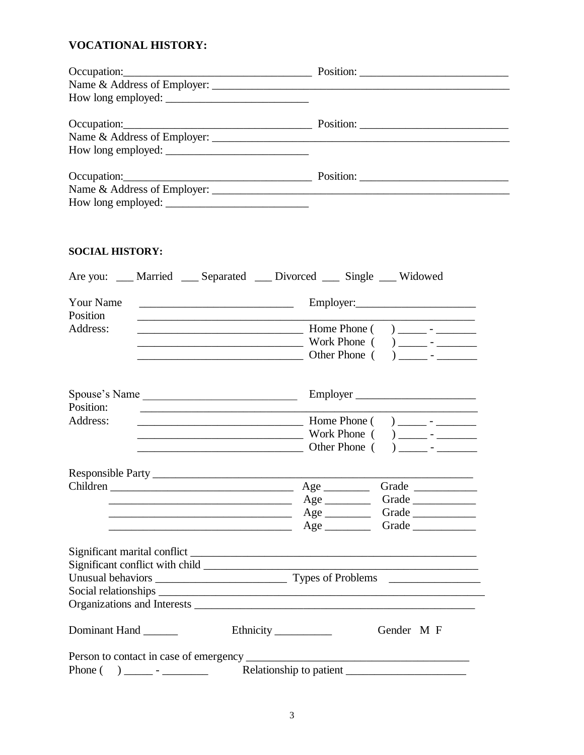## VOCATIONAL HISTORY:

Occupation:_________________________________ Position: __________________________
Name & Address of Employer: ____________________________________________________
How long employed: _________________________

Occupation:_________________________________ Position: __________________________
Name & Address of Employer: ____________________________________________________
How long employed: _________________________

Occupation:_________________________________ Position: __________________________
Name & Address of Employer: ____________________________________________________
How long employed: _________________________

### SOCIAL HISTORY:

Are you: ___ Married ___ Separated ___ Divorced ___ Single ___ Widowed

Your Name ___________________________ Employer:_____________________
Position ________________________________________________________________
Address: _____________________________ Home Phone ( ) _____ - _______
_____________________________ Work Phone ( ) _____ - _______
_____________________________ Other Phone ( ) _____ - _______

Spouse's Name ___________________________ Employer _____________________
Position: ________________________________________________________________
Address: _____________________________ Home Phone ( ) _____ - _______
_____________________________ Work Phone ( ) _____ - _______
_____________________________ Other Phone ( ) _____ - _______

Responsible Party ______________________________________________________
Children ________________________________ Age ________ Grade ___________
________________________________ Age ________ Grade ___________
________________________________ Age ________ Grade ___________
________________________________ Age ________ Grade ___________

Significant marital conflict ____________________________________________________
Significant conflict with child _________________________________________________
Unusual behaviors _______________________ Types of Problems ________________
Social relationships ____________________________________________________________
Organizations and Interests _____________________________________________________

Dominant Hand ______ Ethnicity __________ Gender M F

Person to contact in case of emergency _______________________________________
Phone ( ) _____ - ________ Relationship to patient _____________________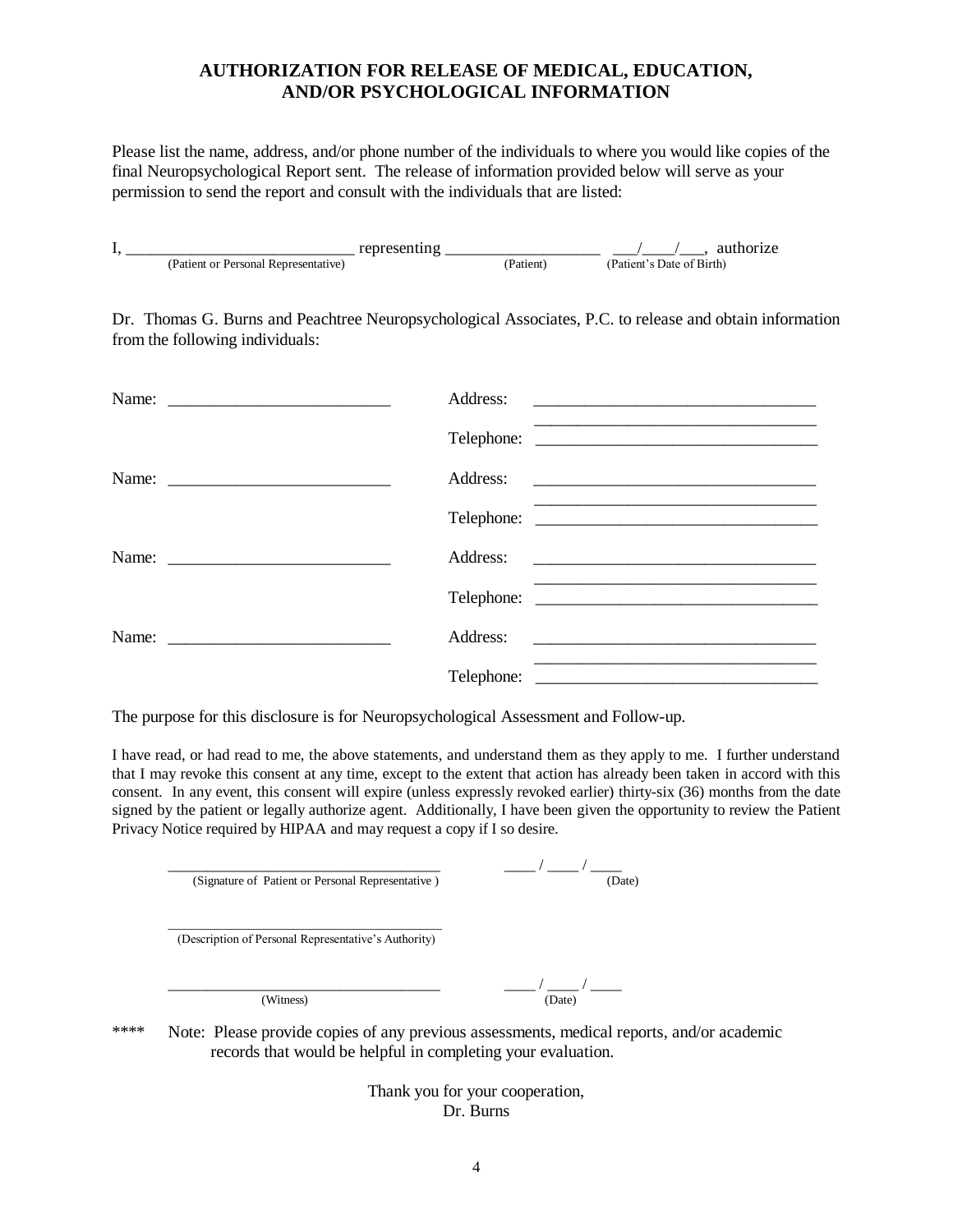## AUTHORIZATION FOR RELEASE OF MEDICAL, EDUCATION, AND/OR PSYCHOLOGICAL INFORMATION

Please list the name, address, and/or phone number of the individuals to where you would like copies of the final Neuropsychological Report sent. The release of information provided below will serve as your permission to send the report and consult with the individuals that are listed:

I, ____________________________ representing ___________________ ___/____/___, authorize
(Patient or Personal Representative) (Patient) (Patient's Date of Birth)

Dr. Thomas G. Burns and Peachtree Neuropsychological Associates, P.C. to release and obtain information from the following individuals:

Name: __________________________ Address: _________________________________
_________________________________
Telephone: _________________________________

Name: __________________________ Address: _________________________________
_________________________________
Telephone: _________________________________

Name: __________________________ Address: _________________________________
_________________________________
Telephone: _________________________________

Name: __________________________ Address: _________________________________
_________________________________
Telephone: _________________________________

The purpose for this disclosure is for Neuropsychological Assessment and Follow-up.

I have read, or had read to me, the above statements, and understand them as they apply to me. I further understand that I may revoke this consent at any time, except to the extent that action has already been taken in accord with this consent. In any event, this consent will expire (unless expressly revoked earlier) thirty-six (36) months from the date signed by the patient or legally authorize agent. Additionally, I have been given the opportunity to review the Patient Privacy Notice required by HIPAA and may request a copy if I so desire.

___________________________________ ____ / ____ / ____
(Signature of Patient or Personal Representative ) (Date)

___________________________________
(Description of Personal Representative's Authority)

___________________________________ ____ / ____ / ____
(Witness) (Date)

**** Note: Please provide copies of any previous assessments, medical reports, and/or academic records that would be helpful in completing your evaluation.

Thank you for your cooperation,
Dr. Burns